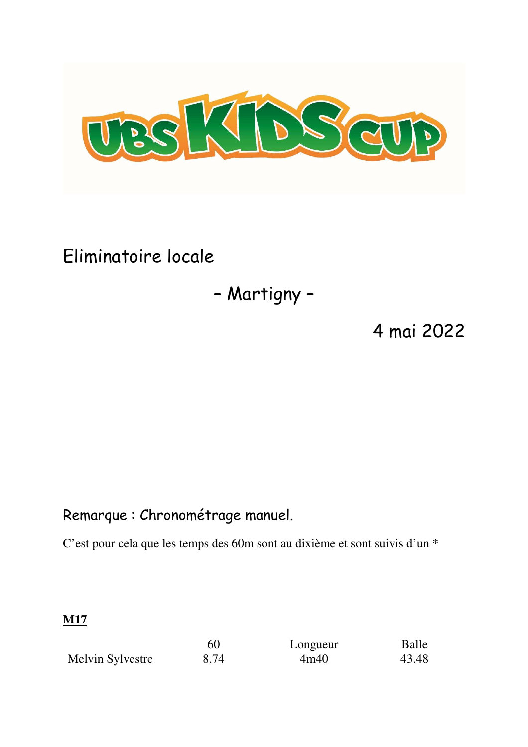UBS KIDS CUP

# Eliminatoire locale

## – Martigny –

4 mai 2022

Remarque : Chronométrage manuel.

C'est pour cela que les temps des 60m sont au dixième et sont suivis d'un *

**M17**

| | 60 | Longueur | Balle |
|---|---|---|---|
| Melvin Sylvestre | 8.74 | 4m40 | 43.48 |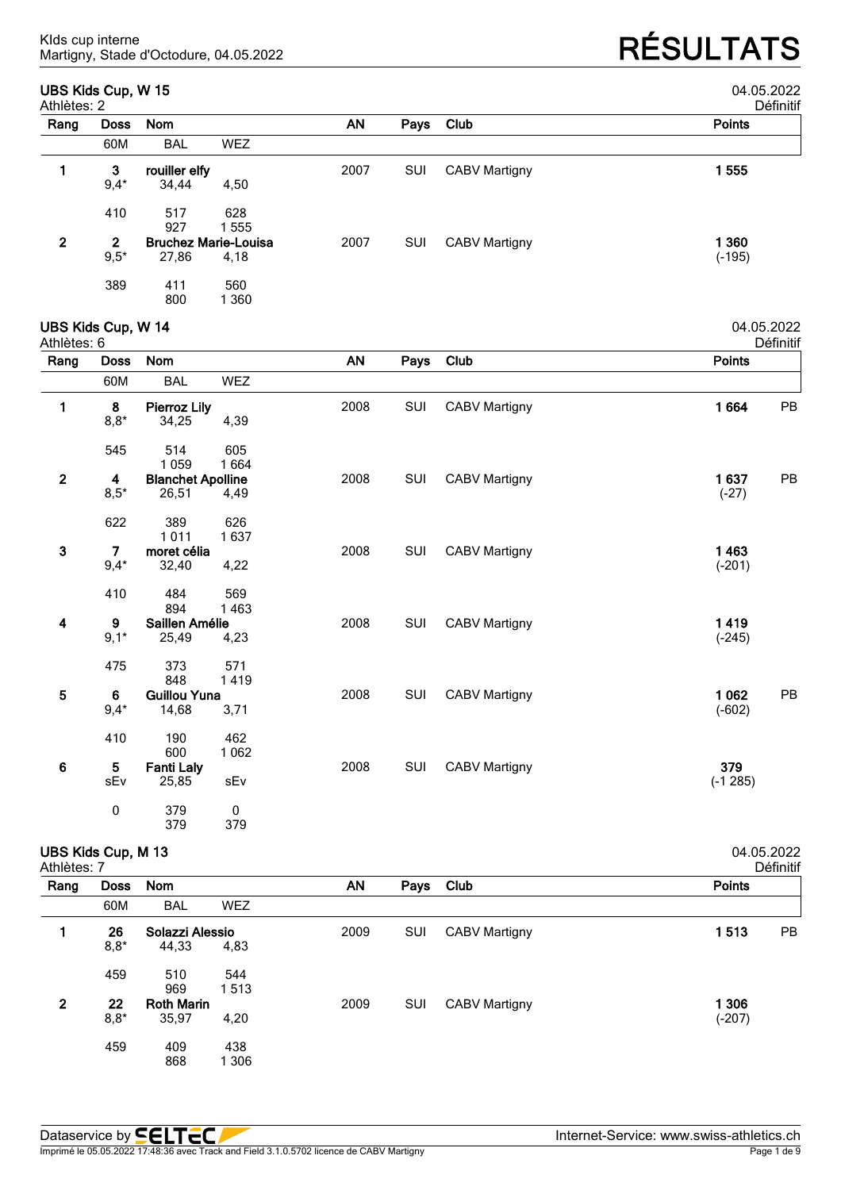Klds cup interne
Martigny, Stade d'Octodure, 04.05.2022

# RÉSULTATS

## UBS Kids Cup, W 15

04.05.2022
Athlètes: 2
Définitif

| Rang | Doss | Nom | | AN | Pays | Club | Points | |
|---|---|---|---|---|---|---|---|---|
| | 60M | BAL | WEZ | | | | | |
| **1** | **3** | **rouiller elfy** | | 2007 | SUI | CABV Martigny | **1 555** | |
| | 9,4* | 34,44 | 4,50 | | | | | |
| | 410 | 517 | 628 | | | | | |
| | | 927 | 1 555 | | | | | |
| **2** | **2** | **Bruchez Marie-Louisa** | | 2007 | SUI | CABV Martigny | **1 360** | |
| | 9,5* | 27,86 | 4,18 | | | | (-195) | |
| | 389 | 411 | 560 | | | | | |
| | | 800 | 1 360 | | | | | |

## UBS Kids Cup, W 14

04.05.2022
Athlètes: 6
Définitif

| Rang | Doss | Nom | | AN | Pays | Club | Points | |
|---|---|---|---|---|---|---|---|---|
| | 60M | BAL | WEZ | | | | | |
| **1** | **8** | **Pierroz Lily** | | 2008 | SUI | CABV Martigny | **1 664** | PB |
| | 8,8* | 34,25 | 4,39 | | | | | |
| | 545 | 514 | 605 | | | | | |
| | | 1 059 | 1 664 | | | | | |
| **2** | **4** | **Blanchet Apolline** | | 2008 | SUI | CABV Martigny | **1 637** | PB |
| | 8,5* | 26,51 | 4,49 | | | | (-27) | |
| | 622 | 389 | 626 | | | | | |
| | | 1 011 | 1 637 | | | | | |
| **3** | **7** | **moret célia** | | 2008 | SUI | CABV Martigny | **1 463** | |
| | 9,4* | 32,40 | 4,22 | | | | (-201) | |
| | 410 | 484 | 569 | | | | | |
| | | 894 | 1 463 | | | | | |
| **4** | **9** | **Saillen Amélie** | | 2008 | SUI | CABV Martigny | **1 419** | |
| | 9,1* | 25,49 | 4,23 | | | | (-245) | |
| | 475 | 373 | 571 | | | | | |
| | | 848 | 1 419 | | | | | |
| **5** | **6** | **Guillou Yuna** | | 2008 | SUI | CABV Martigny | **1 062** | PB |
| | 9,4* | 14,68 | 3,71 | | | | (-602) | |
| | 410 | 190 | 462 | | | | | |
| | | 600 | 1 062 | | | | | |
| **6** | **5** | **Fanti Laly** | | 2008 | SUI | CABV Martigny | **379** | |
| | sEv | 25,85 | sEv | | | | (-1 285) | |
| | 0 | 379 | 0 | | | | | |
| | | 379 | 379 | | | | | |

## UBS Kids Cup, M 13

04.05.2022
Athlètes: 7
Définitif

| Rang | Doss | Nom | | AN | Pays | Club | Points | |
|---|---|---|---|---|---|---|---|---|
| | 60M | BAL | WEZ | | | | | |
| **1** | **26** | **Solazzi Alessio** | | 2009 | SUI | CABV Martigny | **1 513** | PB |
| | 8,8* | 44,33 | 4,83 | | | | | |
| | 459 | 510 | 544 | | | | | |
| | | 969 | 1 513 | | | | | |
| **2** | **22** | **Roth Marin** | | 2009 | SUI | CABV Martigny | **1 306** | |
| | 8,8* | 35,97 | 4,20 | | | | (-207) | |
| | 459 | 409 | 438 | | | | | |
| | | 868 | 1 306 | | | | | |

Dataservice by SELTEC
Internet-Service: www.swiss-athletics.ch
Imprimé le 05.05.2022 17:48:36 avec Track and Field 3.1.0.5702 licence de CABV Martigny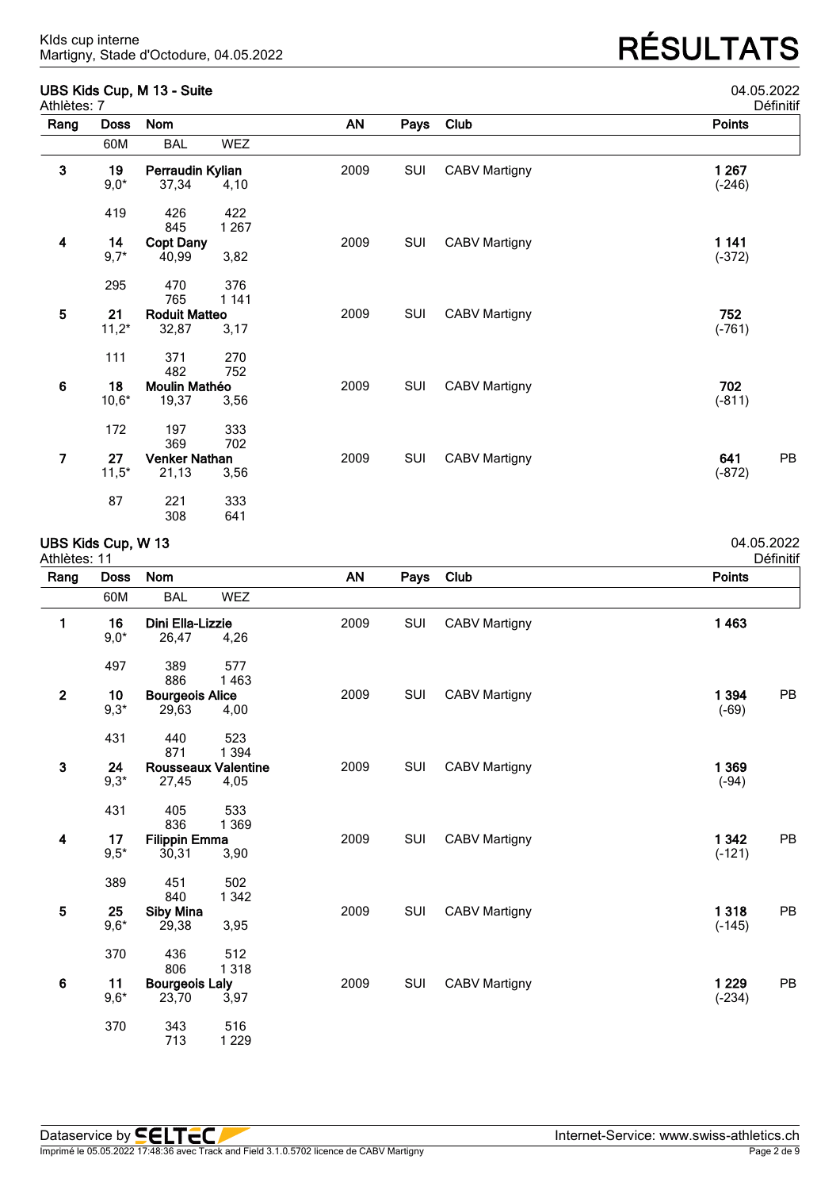Kids cup interne
Martigny, Stade d'Octodure, 04.05.2022

# RÉSULTATS

## UBS Kids Cup, M 13 - Suite

04.05.2022

Athlètes: 7

Définitif

| Rang | Doss | Nom | | AN | Pays | Club | Points | |
|---|---|---|---|---|---|---|---|---|
| | 60M | BAL | WEZ | | | | | |
| 3 | 19 | Perraudin Kylian | | 2009 | SUI | CABV Martigny | 1 267 | |
| | 9,0* | 37,34 | 4,10 | | | | (-246) | |
| | 419 | 426 | 422 | | | | | |
| | | 845 | 1 267 | | | | | |
| 4 | 14 | Copt Dany | | 2009 | SUI | CABV Martigny | 1 141 | |
| | 9,7* | 40,99 | 3,82 | | | | (-372) | |
| | 295 | 470 | 376 | | | | | |
| | | 765 | 1 141 | | | | | |
| 5 | 21 | Rodult Matteo | | 2009 | SUI | CABV Martigny | 752 | |
| | 11,2* | 32,87 | 3,17 | | | | (-761) | |
| | 111 | 371 | 270 | | | | | |
| | | 482 | 752 | | | | | |
| 6 | 18 | Moulin Mathéo | | 2009 | SUI | CABV Martigny | 702 | |
| | 10,6* | 19,37 | 3,56 | | | | (-811) | |
| | 172 | 197 | 333 | | | | | |
| | | 369 | 702 | | | | | |
| 7 | 27 | Venker Nathan | | 2009 | SUI | CABV Martigny | 641 | PB |
| | 11,5* | 21,13 | 3,56 | | | | (-872) | |
| | 87 | 221 | 333 | | | | | |
| | | 308 | 641 | | | | | |

## UBS Kids Cup, W 13

04.05.2022

Athlètes: 11

Définitif

| Rang | Doss | Nom | | AN | Pays | Club | Points | |
|---|---|---|---|---|---|---|---|---|
| | 60M | BAL | WEZ | | | | | |
| 1 | 16 | Dini Ella-Lizzie | | 2009 | SUI | CABV Martigny | 1 463 | |
| | 9,0* | 26,47 | 4,26 | | | | | |
| | 497 | 389 | 577 | | | | | |
| | | 886 | 1 463 | | | | | |
| 2 | 10 | Bourgeois Alice | | 2009 | SUI | CABV Martigny | 1 394 | PB |
| | 9,3* | 29,63 | 4,00 | | | | (-69) | |
| | 431 | 440 | 523 | | | | | |
| | | 871 | 1 394 | | | | | |
| 3 | 24 | Rousseaux Valentine | | 2009 | SUI | CABV Martigny | 1 369 | |
| | 9,3* | 27,45 | 4,05 | | | | (-94) | |
| | 431 | 405 | 533 | | | | | |
| | | 836 | 1 369 | | | | | |
| 4 | 17 | Filippin Emma | | 2009 | SUI | CABV Martigny | 1 342 | PB |
| | 9,5* | 30,31 | 3,90 | | | | (-121) | |
| | 389 | 451 | 502 | | | | | |
| | | 840 | 1 342 | | | | | |
| 5 | 25 | Siby Mina | | 2009 | SUI | CABV Martigny | 1 318 | PB |
| | 9,6* | 29,38 | 3,95 | | | | (-145) | |
| | 370 | 436 | 512 | | | | | |
| | | 806 | 1 318 | | | | | |
| 6 | 11 | Bourgeois Laly | | 2009 | SUI | CABV Martigny | 1 229 | PB |
| | 9,6* | 23,70 | 3,97 | | | | (-234) | |
| | 370 | 343 | 516 | | | | | |
| | | 713 | 1 229 | | | | | |

Dataservice by SELTEC — Internet-Service: www.swiss-athletics.ch

Imprimé le 05.05.2022 17:48:36 avec Track and Field 3.1.0.5702 licence de CABV Martigny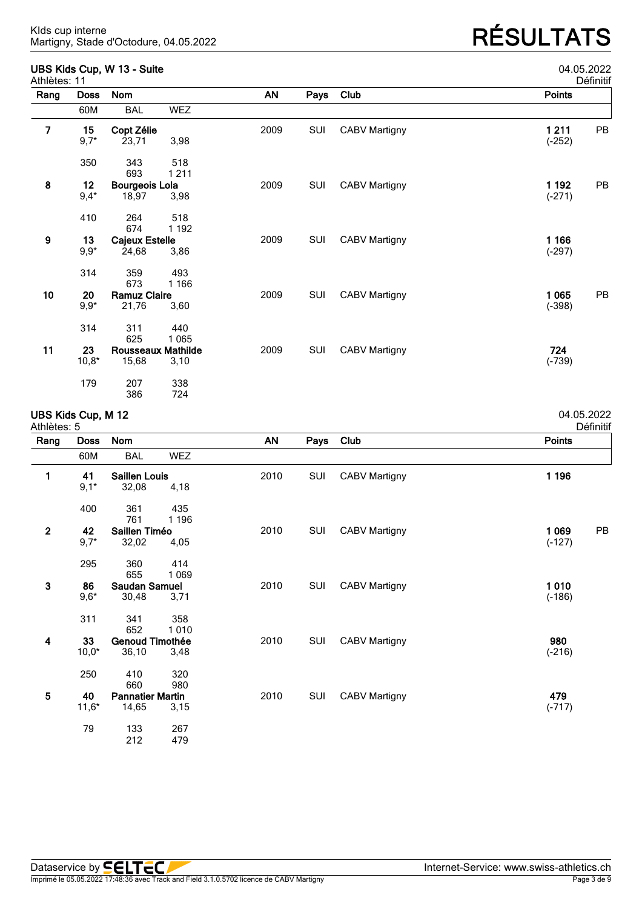KIds cup interne
Martigny, Stade d'Octodure, 04.05.2022

# RÉSULTATS

## UBS Kids Cup, W 13 - Suite

04.05.2022
Athlètes: 11 — Définitif

| Rang | Doss | Nom | | AN | Pays | Club | Points | |
|---|---|---|---|---|---|---|---|---|
| | 60M | BAL | WEZ | | | | | |
| **7** | **15** | **Copt Zélie** | | 2009 | SUI | CABV Martigny | **1 211** | PB |
| | 9,7* | 23,71 | 3,98 | | | | (-252) | |
| | 350 | 343 | 518 | | | | | |
| | | 693 | 1 211 | | | | | |
| **8** | **12** | **Bourgeois Lola** | | 2009 | SUI | CABV Martigny | **1 192** | PB |
| | 9,4* | 18,97 | 3,98 | | | | (-271) | |
| | 410 | 264 | 518 | | | | | |
| | | 674 | 1 192 | | | | | |
| **9** | **13** | **Cajeux Estelle** | | 2009 | SUI | CABV Martigny | **1 166** | |
| | 9,9* | 24,68 | 3,86 | | | | (-297) | |
| | 314 | 359 | 493 | | | | | |
| | | 673 | 1 166 | | | | | |
| **10** | **20** | **Ramuz Claire** | | 2009 | SUI | CABV Martigny | **1 065** | PB |
| | 9,9* | 21,76 | 3,60 | | | | (-398) | |
| | 314 | 311 | 440 | | | | | |
| | | 625 | 1 065 | | | | | |
| **11** | **23** | **Rousseaux Mathilde** | | 2009 | SUI | CABV Martigny | **724** | |
| | 10,8* | 15,68 | 3,10 | | | | (-739) | |
| | 179 | 207 | 338 | | | | | |
| | | 386 | 724 | | | | | |

## UBS Kids Cup, M 12

04.05.2022
Athlètes: 5 — Définitif

| Rang | Doss | Nom | | AN | Pays | Club | Points | |
|---|---|---|---|---|---|---|---|---|
| | 60M | BAL | WEZ | | | | | |
| **1** | **41** | **Saillen Louis** | | 2010 | SUI | CABV Martigny | **1 196** | |
| | 9,1* | 32,08 | 4,18 | | | | | |
| | 400 | 361 | 435 | | | | | |
| | | 761 | 1 196 | | | | | |
| **2** | **42** | **Saillen Timéo** | | 2010 | SUI | CABV Martigny | **1 069** | PB |
| | 9,7* | 32,02 | 4,05 | | | | (-127) | |
| | 295 | 360 | 414 | | | | | |
| | | 655 | 1 069 | | | | | |
| **3** | **86** | **Saudan Samuel** | | 2010 | SUI | CABV Martigny | **1 010** | |
| | 9,6* | 30,48 | 3,71 | | | | (-186) | |
| | 311 | 341 | 358 | | | | | |
| | | 652 | 1 010 | | | | | |
| **4** | **33** | **Genoud Timothée** | | 2010 | SUI | CABV Martigny | **980** | |
| | 10,0* | 36,10 | 3,48 | | | | (-216) | |
| | 250 | 410 | 320 | | | | | |
| | | 660 | 980 | | | | | |
| **5** | **40** | **Pannatier Martin** | | 2010 | SUI | CABV Martigny | **479** | |
| | 11,6* | 14,65 | 3,15 | | | | (-717) | |
| | 79 | 133 | 267 | | | | | |
| | | 212 | 479 | | | | | |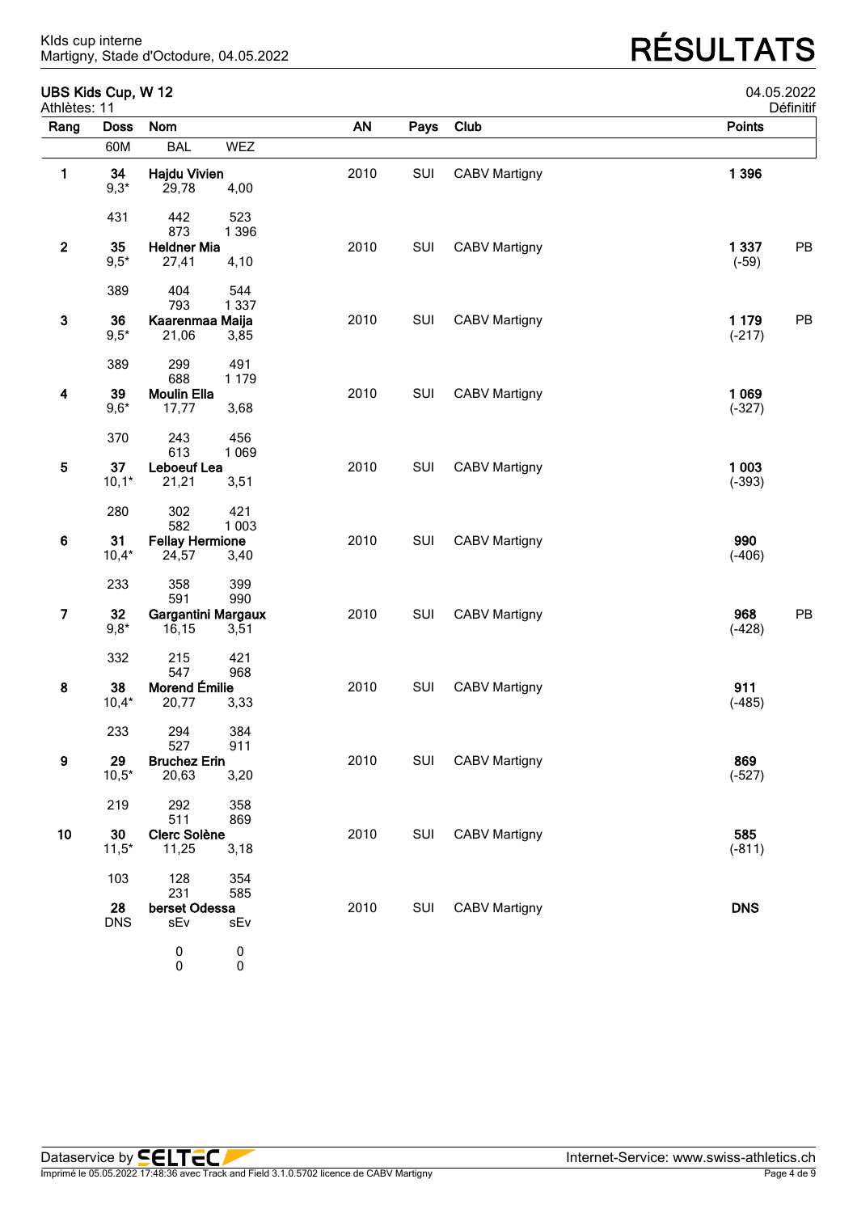KIds cup interne
Martigny, Stade d'Octodure, 04.05.2022

# RÉSULTATS

## UBS Kids Cup, W 12

04.05.2022

Athlètes: 11

Définitif

| Rang | Doss | Nom | | AN | Pays | Club | Points | |
|---|---|---|---|---|---|---|---|---|
| | 60M | BAL | WEZ | | | | | |
| **1** | **34** | **Hajdu Vivien** | | 2010 | SUI | CABV Martigny | **1 396** | |
| | 9,3* | 29,78 | 4,00 | | | | | |
| | 431 | 442 | 523 | | | | | |
| | | 873 | 1 396 | | | | | |
| **2** | **35** | **Heldner Mia** | | 2010 | SUI | CABV Martigny | **1 337** (-59) | PB |
| | 9,5* | 27,41 | 4,10 | | | | | |
| | 389 | 404 | 544 | | | | | |
| | | 793 | 1 337 | | | | | |
| **3** | **36** | **Kaarenmaa Maija** | | 2010 | SUI | CABV Martigny | **1 179** (-217) | PB |
| | 9,5* | 21,06 | 3,85 | | | | | |
| | 389 | 299 | 491 | | | | | |
| | | 688 | 1 179 | | | | | |
| **4** | **39** | **Moulin Ella** | | 2010 | SUI | CABV Martigny | **1 069** (-327) | |
| | 9,6* | 17,77 | 3,68 | | | | | |
| | 370 | 243 | 456 | | | | | |
| | | 613 | 1 069 | | | | | |
| **5** | **37** | **Leboeuf Lea** | | 2010 | SUI | CABV Martigny | **1 003** (-393) | |
| | 10,1* | 21,21 | 3,51 | | | | | |
| | 280 | 302 | 421 | | | | | |
| | | 582 | 1 003 | | | | | |
| **6** | **31** | **Fellay Hermione** | | 2010 | SUI | CABV Martigny | **990** (-406) | |
| | 10,4* | 24,57 | 3,40 | | | | | |
| | 233 | 358 | 399 | | | | | |
| | | 591 | 990 | | | | | |
| **7** | **32** | **Gargantini Margaux** | | 2010 | SUI | CABV Martigny | **968** (-428) | PB |
| | 9,8* | 16,15 | 3,51 | | | | | |
| | 332 | 215 | 421 | | | | | |
| | | 547 | 968 | | | | | |
| **8** | **38** | **Morend Émilie** | | 2010 | SUI | CABV Martigny | **911** (-485) | |
| | 10,4* | 20,77 | 3,33 | | | | | |
| | 233 | 294 | 384 | | | | | |
| | | 527 | 911 | | | | | |
| **9** | **29** | **Bruchez Erin** | | 2010 | SUI | CABV Martigny | **869** (-527) | |
| | 10,5* | 20,63 | 3,20 | | | | | |
| | 219 | 292 | 358 | | | | | |
| | | 511 | 869 | | | | | |
| **10** | **30** | **Clerc Solène** | | 2010 | SUI | CABV Martigny | **585** (-811) | |
| | 11,5* | 11,25 | 3,18 | | | | | |
| | 103 | 128 | 354 | | | | | |
| | | 231 | 585 | | | | | |
| | **28** | **berset Odessa** | | 2010 | SUI | CABV Martigny | **DNS** | |
| | DNS | sEv | sEv | | | | | |
| | | 0 | 0 | | | | | |
| | | 0 | 0 | | | | | |

Dataservice by SELTEC

Internet-Service: www.swiss-athletics.ch

Imprimé le 05.05.2022 17:48:36 avec Track and Field 3.1.0.5702 licence de CABV Martigny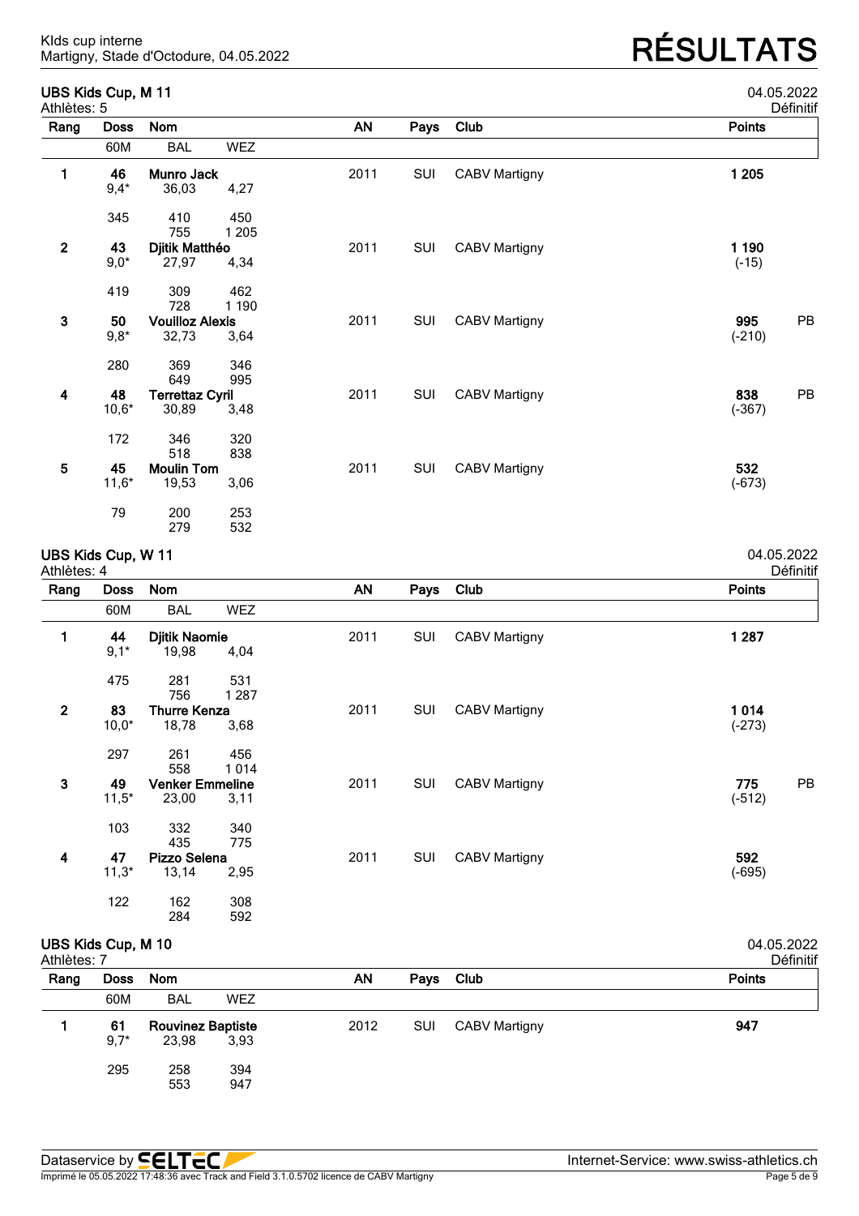Kids cup interne
Martigny, Stade d'Octodure, 04.05.2022

# RÉSULTATS

## UBS Kids Cup, M 11

04.05.2022
Athlètes: 5
Définitif

| Rang | Doss | Nom | | AN | Pays | Club | Points | |
|---|---|---|---|---|---|---|---|---|
| | 60M | BAL | WEZ | | | | | |
| **1** | **46** | **Munro Jack** | | 2011 | SUI | CABV Martigny | **1 205** | |
| | 9,4* | 36,03 | 4,27 | | | | | |
| | 345 | 410 | 450 | | | | | |
| | | 755 | 1 205 | | | | | |
| **2** | **43** | **Djitik Matthéo** | | 2011 | SUI | CABV Martigny | **1 190** | |
| | 9,0* | 27,97 | 4,34 | | | | (-15) | |
| | 419 | 309 | 462 | | | | | |
| | | 728 | 1 190 | | | | | |
| **3** | **50** | **Vouilloz Alexis** | | 2011 | SUI | CABV Martigny | **995** | PB |
| | 9,8* | 32,73 | 3,64 | | | | (-210) | |
| | 280 | 369 | 346 | | | | | |
| | | 649 | 995 | | | | | |
| **4** | **48** | **Terrettaz Cyril** | | 2011 | SUI | CABV Martigny | **838** | PB |
| | 10,6* | 30,89 | 3,48 | | | | (-367) | |
| | 172 | 346 | 320 | | | | | |
| | | 518 | 838 | | | | | |
| **5** | **45** | **Moulin Tom** | | 2011 | SUI | CABV Martigny | **532** | |
| | 11,6* | 19,53 | 3,06 | | | | (-673) | |
| | 79 | 200 | 253 | | | | | |
| | | 279 | 532 | | | | | |

## UBS Kids Cup, W 11

04.05.2022
Athlètes: 4
Définitif

| Rang | Doss | Nom | | AN | Pays | Club | Points | |
|---|---|---|---|---|---|---|---|---|
| | 60M | BAL | WEZ | | | | | |
| **1** | **44** | **Djitik Naomie** | | 2011 | SUI | CABV Martigny | **1 287** | |
| | 9,1* | 19,98 | 4,04 | | | | | |
| | 475 | 281 | 531 | | | | | |
| | | 756 | 1 287 | | | | | |
| **2** | **83** | **Thurre Kenza** | | 2011 | SUI | CABV Martigny | **1 014** | |
| | 10,0* | 18,78 | 3,68 | | | | (-273) | |
| | 297 | 261 | 456 | | | | | |
| | | 558 | 1 014 | | | | | |
| **3** | **49** | **Venker Emmeline** | | 2011 | SUI | CABV Martigny | **775** | PB |
| | 11,5* | 23,00 | 3,11 | | | | (-512) | |
| | 103 | 332 | 340 | | | | | |
| | | 435 | 775 | | | | | |
| **4** | **47** | **Pizzo Selena** | | 2011 | SUI | CABV Martigny | **592** | |
| | 11,3* | 13,14 | 2,95 | | | | (-695) | |
| | 122 | 162 | 308 | | | | | |
| | | 284 | 592 | | | | | |

## UBS Kids Cup, M 10

04.05.2022
Athlètes: 7
Définitif

| Rang | Doss | Nom | | AN | Pays | Club | Points |
|---|---|---|---|---|---|---|---|
| | 60M | BAL | WEZ | | | | |
| **1** | **61** | **Rouvinez Baptiste** | | 2012 | SUI | CABV Martigny | **947** |
| | 9,7* | 23,98 | 3,93 | | | | |
| | 295 | 258 | 394 | | | | |
| | | 553 | 947 | | | | |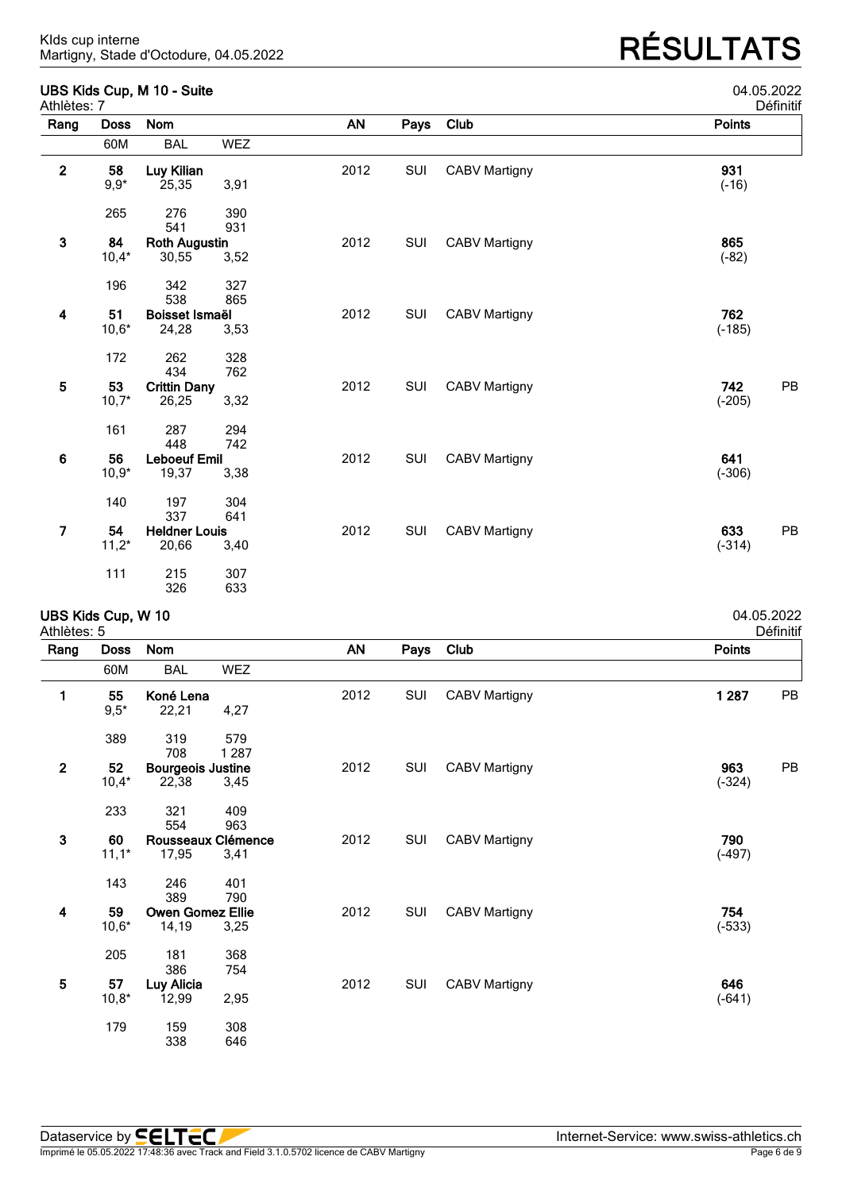Kids cup interne
Martigny, Stade d'Octodure, 04.05.2022

# RÉSULTATS

## UBS Kids Cup, M 10 - Suite

04.05.2022
Athlètes: 7
Définitif

| Rang | Doss | Nom | | AN | Pays | Club | Points | |
|---|---|---|---|---|---|---|---|---|
| | 60M | BAL | WEZ | | | | | |
| 2 | 58 | Luy Kilian | | 2012 | SUI | CABV Martigny | 931 | |
| | 9,9* | 25,35 | 3,91 | | | | (-16) | |
| | 265 | 276 | 390 | | | | | |
| | | 541 | 931 | | | | | |
| 3 | 84 | Roth Augustin | | 2012 | SUI | CABV Martigny | 865 | |
| | 10,4* | 30,55 | 3,52 | | | | (-82) | |
| | 196 | 342 | 327 | | | | | |
| | | 538 | 865 | | | | | |
| 4 | 51 | Boisset Ismaël | | 2012 | SUI | CABV Martigny | 762 | |
| | 10,6* | 24,28 | 3,53 | | | | (-185) | |
| | 172 | 262 | 328 | | | | | |
| | | 434 | 762 | | | | | |
| 5 | 53 | Crittin Dany | | 2012 | SUI | CABV Martigny | 742 | PB |
| | 10,7* | 26,25 | 3,32 | | | | (-205) | |
| | 161 | 287 | 294 | | | | | |
| | | 448 | 742 | | | | | |
| 6 | 56 | Leboeuf Emil | | 2012 | SUI | CABV Martigny | 641 | |
| | 10,9* | 19,37 | 3,38 | | | | (-306) | |
| | 140 | 197 | 304 | | | | | |
| | | 337 | 641 | | | | | |
| 7 | 54 | Heldner Louis | | 2012 | SUI | CABV Martigny | 633 | PB |
| | 11,2* | 20,66 | 3,40 | | | | (-314) | |
| | 111 | 215 | 307 | | | | | |
| | | 326 | 633 | | | | | |

## UBS Kids Cup, W 10

04.05.2022
Athlètes: 5
Définitif

| Rang | Doss | Nom | | AN | Pays | Club | Points | |
|---|---|---|---|---|---|---|---|---|
| | 60M | BAL | WEZ | | | | | |
| 1 | 55 | Koné Lena | | 2012 | SUI | CABV Martigny | 1 287 | PB |
| | 9,5* | 22,21 | 4,27 | | | | | |
| | 389 | 319 | 579 | | | | | |
| | | 708 | 1 287 | | | | | |
| 2 | 52 | Bourgeois Justine | | 2012 | SUI | CABV Martigny | 963 | PB |
| | 10,4* | 22,38 | 3,45 | | | | (-324) | |
| | 233 | 321 | 409 | | | | | |
| | | 554 | 963 | | | | | |
| 3 | 60 | Rousseaux Clémence | | 2012 | SUI | CABV Martigny | 790 | |
| | 11,1* | 17,95 | 3,41 | | | | (-497) | |
| | 143 | 246 | 401 | | | | | |
| | | 389 | 790 | | | | | |
| 4 | 59 | Owen Gomez Ellie | | 2012 | SUI | CABV Martigny | 754 | |
| | 10,6* | 14,19 | 3,25 | | | | (-533) | |
| | 205 | 181 | 368 | | | | | |
| | | 386 | 754 | | | | | |
| 5 | 57 | Luy Alicia | | 2012 | SUI | CABV Martigny | 646 | |
| | 10,8* | 12,99 | 2,95 | | | | (-641) | |
| | 179 | 159 | 308 | | | | | |
| | | 338 | 646 | | | | | |

Dataservice by SELTEC
Internet-Service: www.swiss-athletics.ch
Imprimé le 05.05.2022 17:48:36 avec Track and Field 3.1.0.5702 licence de CABV Martigny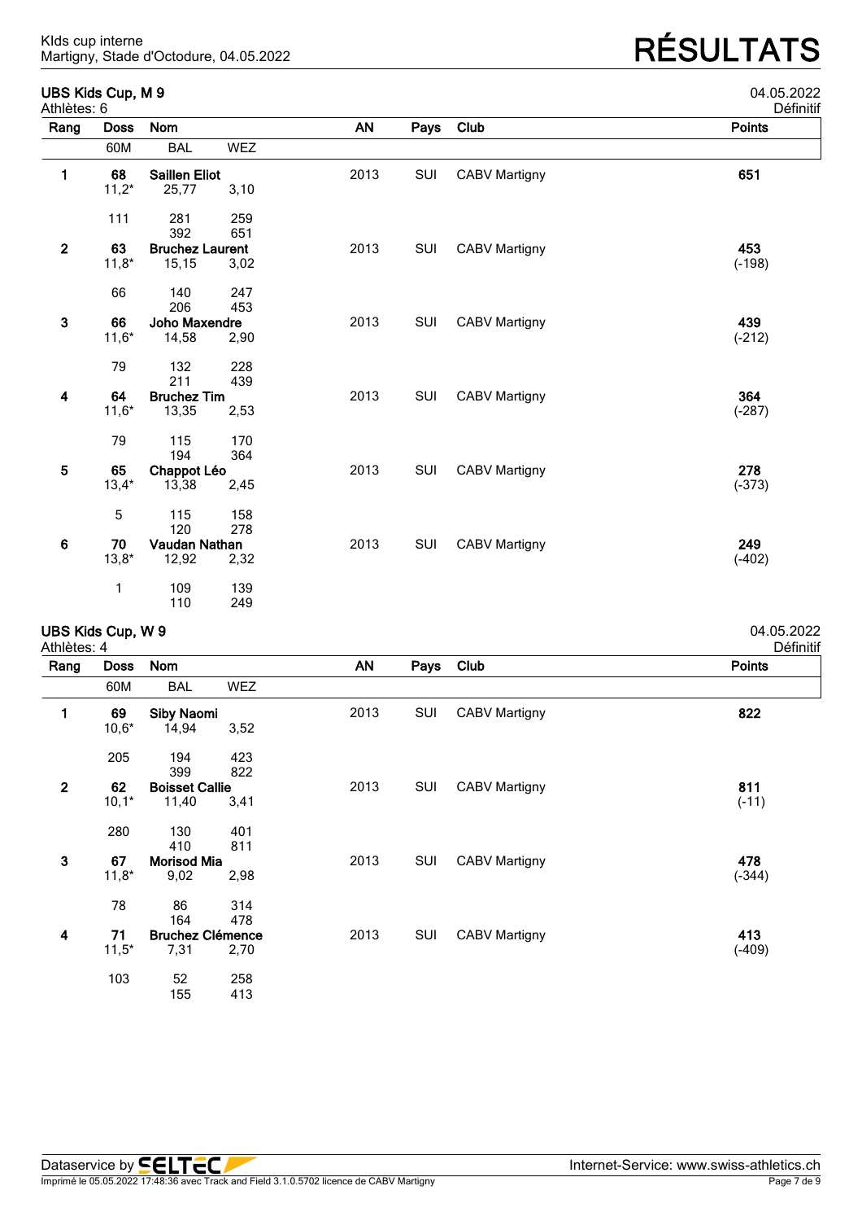KIds cup interne
Martigny, Stade d'Octodure, 04.05.2022

# RÉSULTATS

## UBS Kids Cup, M 9

04.05.2022
Athlètes: 6
Définitif

| Rang | Doss | Nom | | AN | Pays | Club | Points |
|---|---|---|---|---|---|---|---|
| | 60M | BAL | WEZ | | | | |
| **1** | **68** | **Saillen Eliot** | | 2013 | SUI | CABV Martigny | **651** |
| | 11,2* | 25,77 | 3,10 | | | | |
| | 111 | 281 | 259 | | | | |
| | | 392 | 651 | | | | |
| **2** | **63** | **Bruchez Laurent** | | 2013 | SUI | CABV Martigny | **453** |
| | 11,8* | 15,15 | 3,02 | | | | (-198) |
| | 66 | 140 | 247 | | | | |
| | | 206 | 453 | | | | |
| **3** | **66** | **Joho Maxendre** | | 2013 | SUI | CABV Martigny | **439** |
| | 11,6* | 14,58 | 2,90 | | | | (-212) |
| | 79 | 132 | 228 | | | | |
| | | 211 | 439 | | | | |
| **4** | **64** | **Bruchez Tim** | | 2013 | SUI | CABV Martigny | **364** |
| | 11,6* | 13,35 | 2,53 | | | | (-287) |
| | 79 | 115 | 170 | | | | |
| | | 194 | 364 | | | | |
| **5** | **65** | **Chappot Léo** | | 2013 | SUI | CABV Martigny | **278** |
| | 13,4* | 13,38 | 2,45 | | | | (-373) |
| | 5 | 115 | 158 | | | | |
| | | 120 | 278 | | | | |
| **6** | **70** | **Vaudan Nathan** | | 2013 | SUI | CABV Martigny | **249** |
| | 13,8* | 12,92 | 2,32 | | | | (-402) |
| | 1 | 109 | 139 | | | | |
| | | 110 | 249 | | | | |

## UBS Kids Cup, W 9

04.05.2022
Athlètes: 4
Définitif

| Rang | Doss | Nom | | AN | Pays | Club | Points |
|---|---|---|---|---|---|---|---|
| | 60M | BAL | WEZ | | | | |
| **1** | **69** | **Siby Naomi** | | 2013 | SUI | CABV Martigny | **822** |
| | 10,6* | 14,94 | 3,52 | | | | |
| | 205 | 194 | 423 | | | | |
| | | 399 | 822 | | | | |
| **2** | **62** | **Boisset Callie** | | 2013 | SUI | CABV Martigny | **811** |
| | 10,1* | 11,40 | 3,41 | | | | (-11) |
| | 280 | 130 | 401 | | | | |
| | | 410 | 811 | | | | |
| **3** | **67** | **Morisod Mia** | | 2013 | SUI | CABV Martigny | **478** |
| | 11,8* | 9,02 | 2,98 | | | | (-344) |
| | 78 | 86 | 314 | | | | |
| | | 164 | 478 | | | | |
| **4** | **71** | **Bruchez Clémence** | | 2013 | SUI | CABV Martigny | **413** |
| | 11,5* | 7,31 | 2,70 | | | | (-409) |
| | 103 | 52 | 258 | | | | |
| | | 155 | 413 | | | | |

Dataservice by SELTEC
Internet-Service: www.swiss-athletics.ch
Imprimé le 05.05.2022 17:48:36 avec Track and Field 3.1.0.5702 licence de CABV Martigny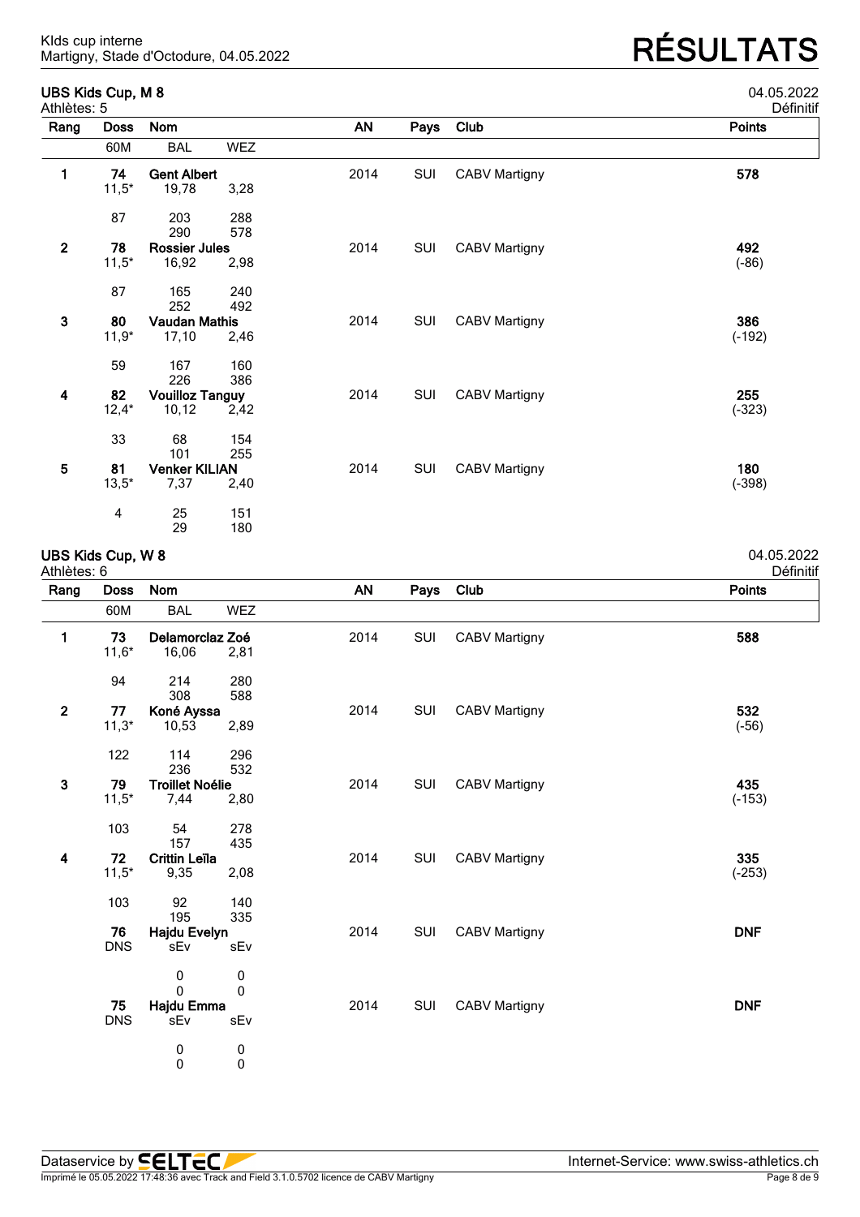Kids cup interne
Martigny, Stade d'Octodure, 04.05.2022

# RÉSULTATS

## UBS Kids Cup, M 8

04.05.2022

Athlètes: 5

Définitif

| Rang | Doss | Nom | | AN | Pays | Club | Points |
|---|---|---|---|---|---|---|---|
| | 60M | BAL | WEZ | | | | |
| **1** | **74** | **Gent Albert** | | 2014 | SUI | CABV Martigny | **578** |
| | 11,5* | 19,78 | 3,28 | | | | |
| | 87 | 203 | 288 | | | | |
| | | 290 | 578 | | | | |
| **2** | **78** | **Rossier Jules** | | 2014 | SUI | CABV Martigny | **492** |
| | 11,5* | 16,92 | 2,98 | | | | (-86) |
| | 87 | 165 | 240 | | | | |
| | | 252 | 492 | | | | |
| **3** | **80** | **Vaudan Mathis** | | 2014 | SUI | CABV Martigny | **386** |
| | 11,9* | 17,10 | 2,46 | | | | (-192) |
| | 59 | 167 | 160 | | | | |
| | | 226 | 386 | | | | |
| **4** | **82** | **Vouilloz Tanguy** | | 2014 | SUI | CABV Martigny | **255** |
| | 12,4* | 10,12 | 2,42 | | | | (-323) |
| | 33 | 68 | 154 | | | | |
| | | 101 | 255 | | | | |
| **5** | **81** | **Venker KILIAN** | | 2014 | SUI | CABV Martigny | **180** |
| | 13,5* | 7,37 | 2,40 | | | | (-398) |
| | 4 | 25 | 151 | | | | |
| | | 29 | 180 | | | | |

## UBS Kids Cup, W 8

04.05.2022

Athlètes: 6

Définitif

| Rang | Doss | Nom | | AN | Pays | Club | Points |
|---|---|---|---|---|---|---|---|
| | 60M | BAL | WEZ | | | | |
| **1** | **73** | **Delamorclaz Zoé** | | 2014 | SUI | CABV Martigny | **588** |
| | 11,6* | 16,06 | 2,81 | | | | |
| | 94 | 214 | 280 | | | | |
| | | 308 | 588 | | | | |
| **2** | **77** | **Koné Ayssa** | | 2014 | SUI | CABV Martigny | **532** |
| | 11,3* | 10,53 | 2,89 | | | | (-56) |
| | 122 | 114 | 296 | | | | |
| | | 236 | 532 | | | | |
| **3** | **79** | **Troillet Noélie** | | 2014 | SUI | CABV Martigny | **435** |
| | 11,5* | 7,44 | 2,80 | | | | (-153) |
| | 103 | 54 | 278 | | | | |
| | | 157 | 435 | | | | |
| **4** | **72** | **Crittin Leïla** | | 2014 | SUI | CABV Martigny | **335** |
| | 11,5* | 9,35 | 2,08 | | | | (-253) |
| | 103 | 92 | 140 | | | | |
| | | 195 | 335 | | | | |
| | **76** | **Hajdu Evelyn** | | 2014 | SUI | CABV Martigny | **DNF** |
| | DNS | sEv | sEv | | | | |
| | | 0 | 0 | | | | |
| | | 0 | 0 | | | | |
| | **75** | **Hajdu Emma** | | 2014 | SUI | CABV Martigny | **DNF** |
| | DNS | sEv | sEv | | | | |
| | | 0 | 0 | | | | |
| | | 0 | 0 | | | | |

Dataservice by SELTEC — Internet-Service: www.swiss-athletics.ch

Imprimé le 05.05.2022 17:48:36 avec Track and Field 3.1.0.5702 licence de CABV Martigny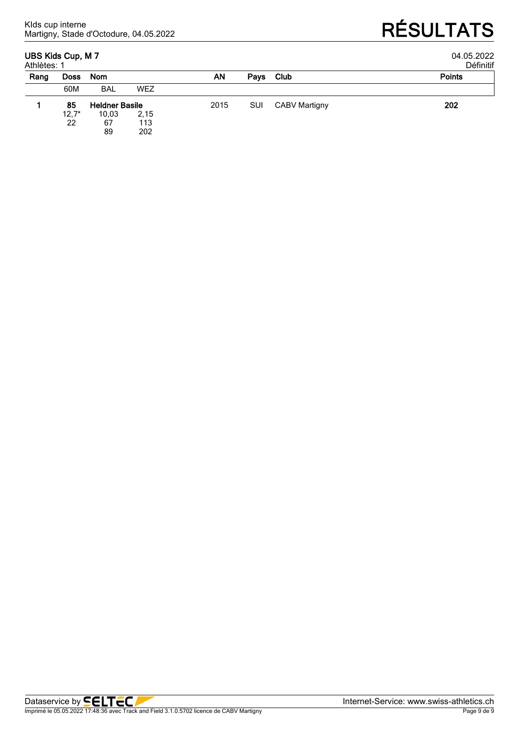## UBS Kids Cup, M 7

Athlètes: 1

04.05.2022

Définitif

| Rang | Doss | Nom | | AN | Pays | Club | Points |
|---|---|---|---|---|---|---|---|
| | 60M | BAL | WEZ | | | | |
| **1** | **85** | **Heldner Basile** | | 2015 | SUI | CABV Martigny | **202** |
| | 12,7* | 10,03 | 2,15 | | | | |
| | 22 | 67 | 113 | | | | |
| | | 89 | 202 | | | | |